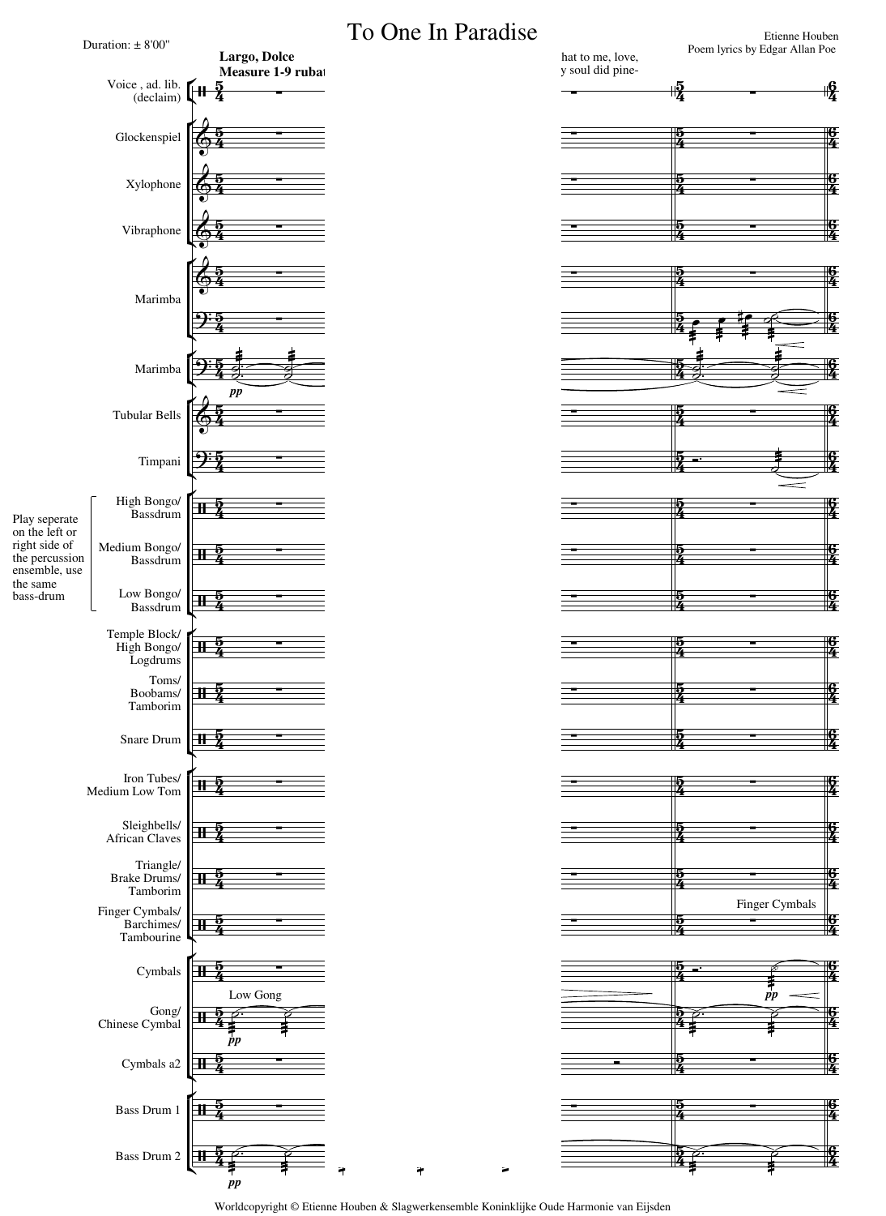# To One In Paradise

Duration: ± 8'00"

Etienne Houben
Poem lyrics by Edgar Allan Poe

Largo, Dolce
Measure 1-9 rubat

hat to me, love,
y soul did pine-

Voice , ad. lib. (declaim)

Glockenspiel

Xylophone

Vibraphone

Marimba

Marimba

Tubular Bells

Timpani

Play seperate on the left or right side of the percussion ensemble, use the same bass-drum

High Bongo/ Bassdrum

Medium Bongo/ Bassdrum

Low Bongo/ Bassdrum

Temple Block/ High Bongo/ Logdrums

Toms/ Boobams/ Tamborim

Snare Drum

Iron Tubes/ Medium Low Tom

Sleighbells/ African Claves

Triangle/ Brake Drums/ Tamborim

Finger Cymbals/ Barchimes/ Tambourine

Finger Cymbals

Cymbals

Low Gong

Gong/ Chinese Cymbal

Cymbals a2

Bass Drum 1

Bass Drum 2

Worldcopyright © Etienne Houben & Slagwerkensemble Koninklijke Oude Harmonie van Eijsden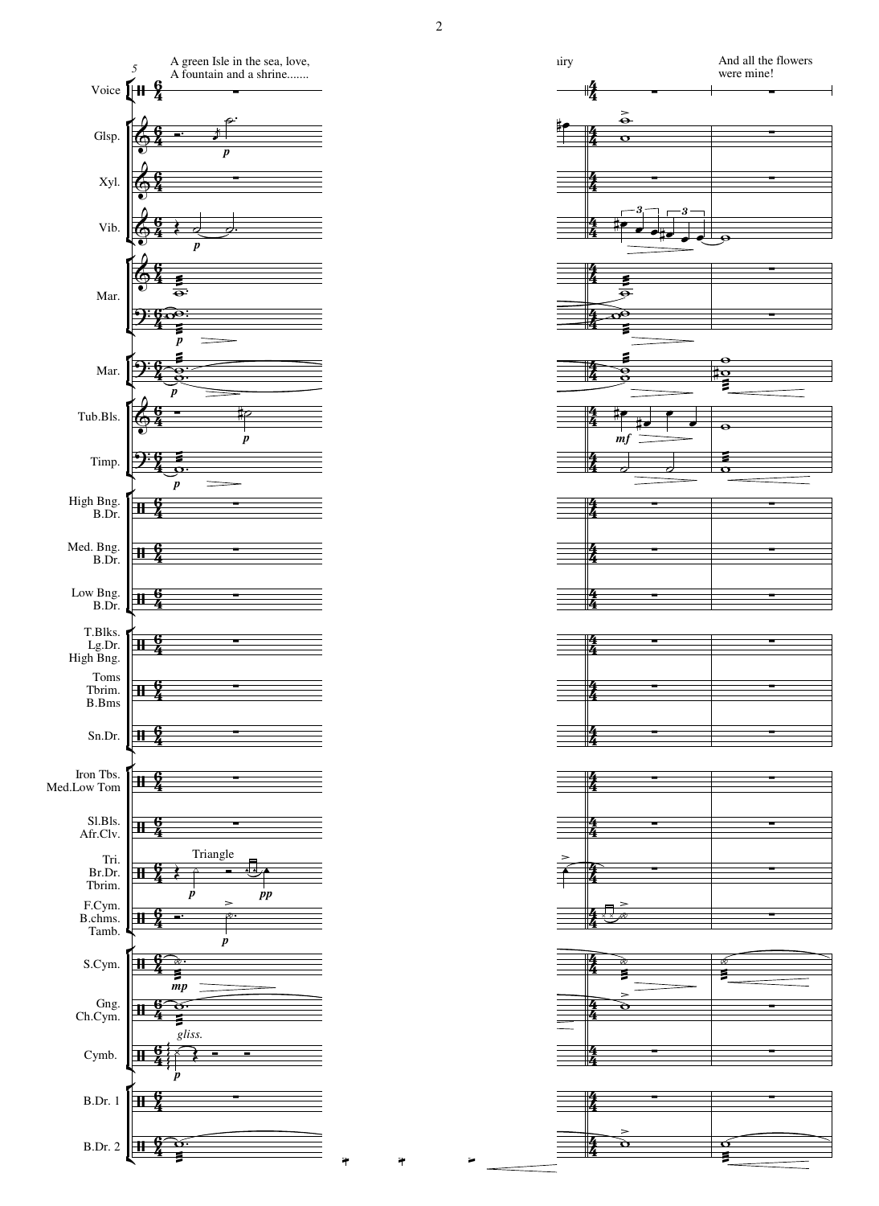A green Isle in the sea, love,
A fountain and a shrine.......

iry

And all the flowers
were mine!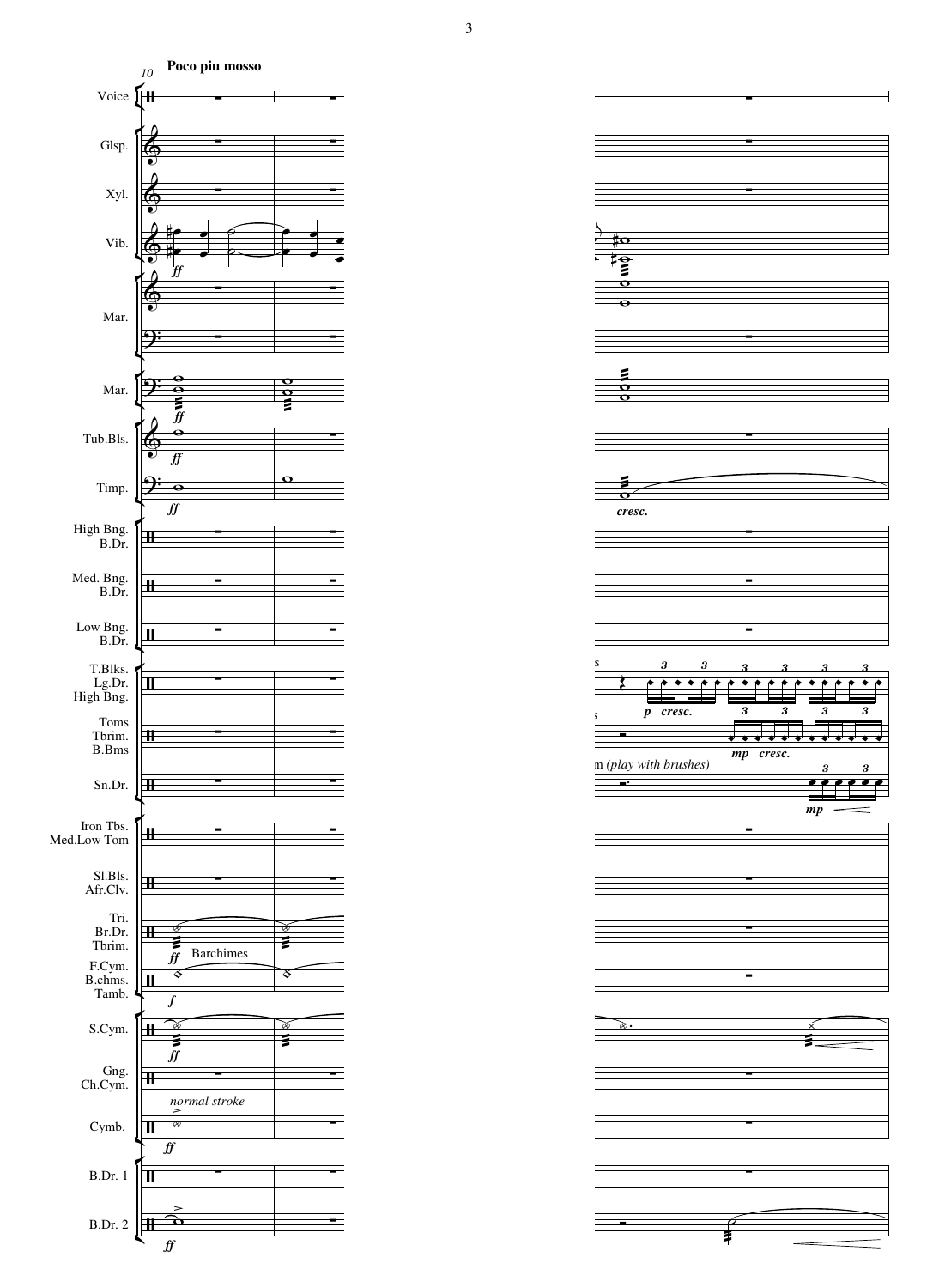10 **Poco piu mosso**

Voice

Glsp.

Xyl.

Vib.

Mar.

Mar.

Tub.Bls.

Timp.

High Bng. B.Dr.

Med. Bng. B.Dr.

Low Bng. B.Dr.

T.Blks. Lg.Dr. High Bng.

Toms Tbrim. B.Bms

Sn.Dr.

Iron Tbs. Med.Low Tom

Sl.Bls. Afr.Clv.

Tri. Br.Dr. Tbrim.

F.Cym. B.chms. Tamb.

S.Cym.

Gng. Ch.Cym.

Cymb.

B.Dr. 1

B.Dr. 2

*ff* *f* Barchimes *normal stroke* *cresc.* *p cresc.* *mp cresc.* *(play with brushes)* *mp*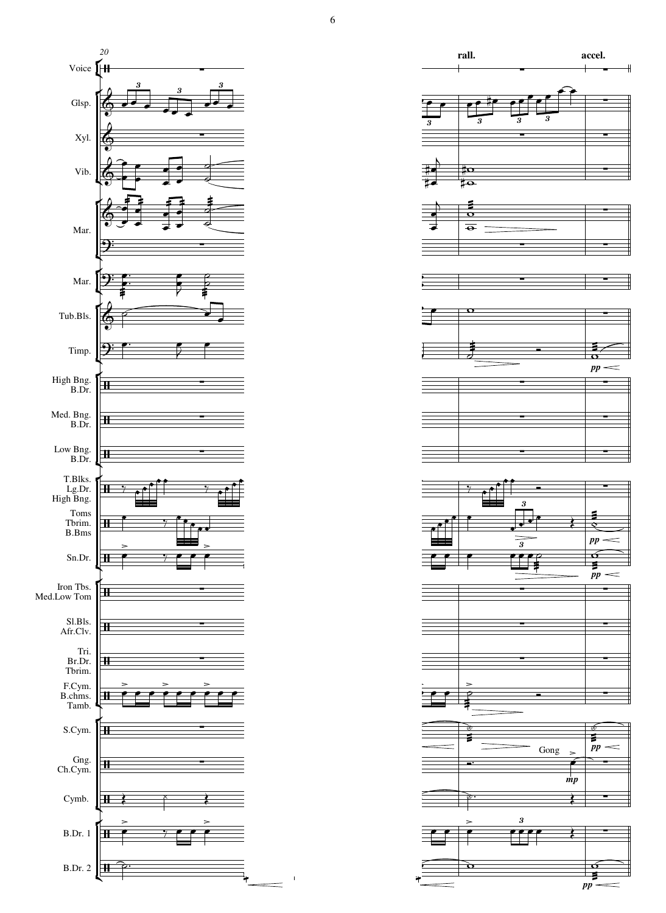20

rall. accel.

Voice

Glsp.

Xyl.

Vib.

Mar.

Mar.

Tub.Bls.

Timp.

High Bng.
B.Dr.

Med. Bng.
B.Dr.

Low Bng.
B.Dr.

T.Blks.
Lg.Dr.
High Bng.

Toms
Tbrim.
B.Bms

Sn.Dr.

Iron Tbs.
Med.Low Tom

Sl.Bls.
Afr.Clv.

Tri.
Br.Dr.
Tbrim.

F.Cym.
B.chms.
Tamb.

S.Cym.

Gng.
Ch.Cym.

Gong

Cymb.

B.Dr. 1

B.Dr. 2

*pp* *mp*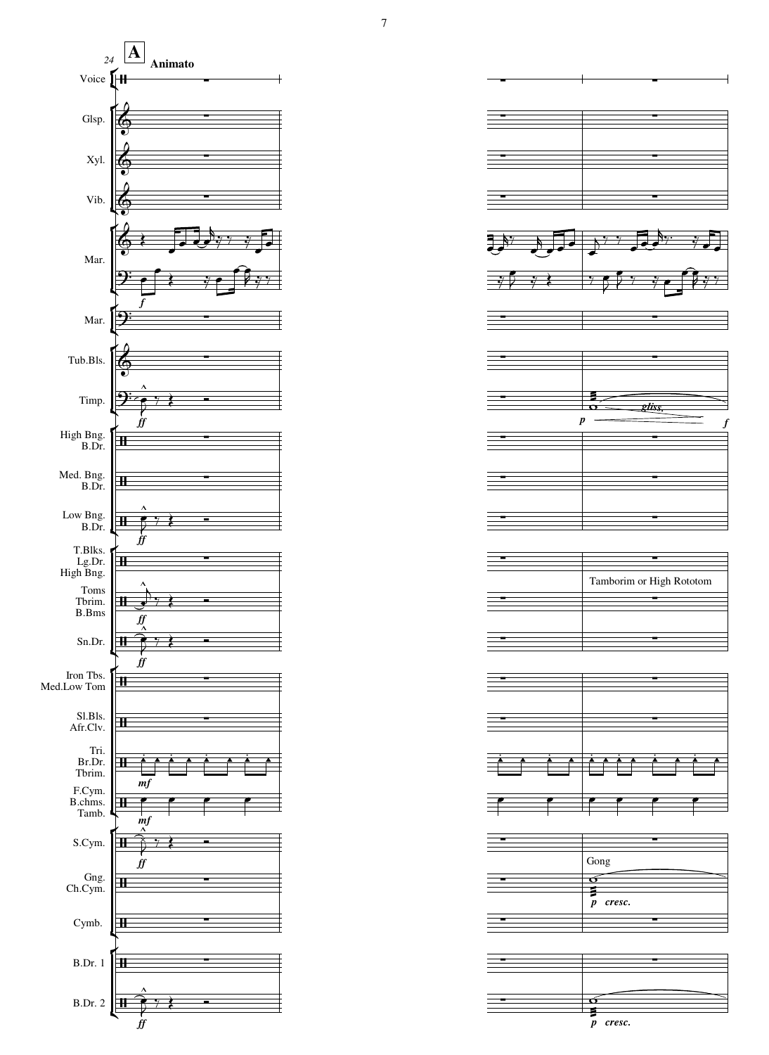**A** **Animato**

24

Voice

Glsp.

Xyl.

Vib.

Mar.

Mar.

Tub.Bls.

Timp.

High Bng.
B.Dr.

Med. Bng.
B.Dr.

Low Bng.
B.Dr.

T.Blks.
Lg.Dr.
High Bng.

Toms
Tbrim.
B.Bms

Sn.Dr.

Iron Tbs.
Med.Low Tom

Sl.Bls.
Afr.Clv.

Tri.
Br.Dr.
Tbrim.

F.Cym.
B.chms.
Tamb.

S.Cym.

Gng.
Ch.Cym.

Cymb.

B.Dr. 1

B.Dr. 2

*f* *ff* *mf* *p* *gliss.* *f*

Tamborim or High Rototom

Gong

*p cresc.*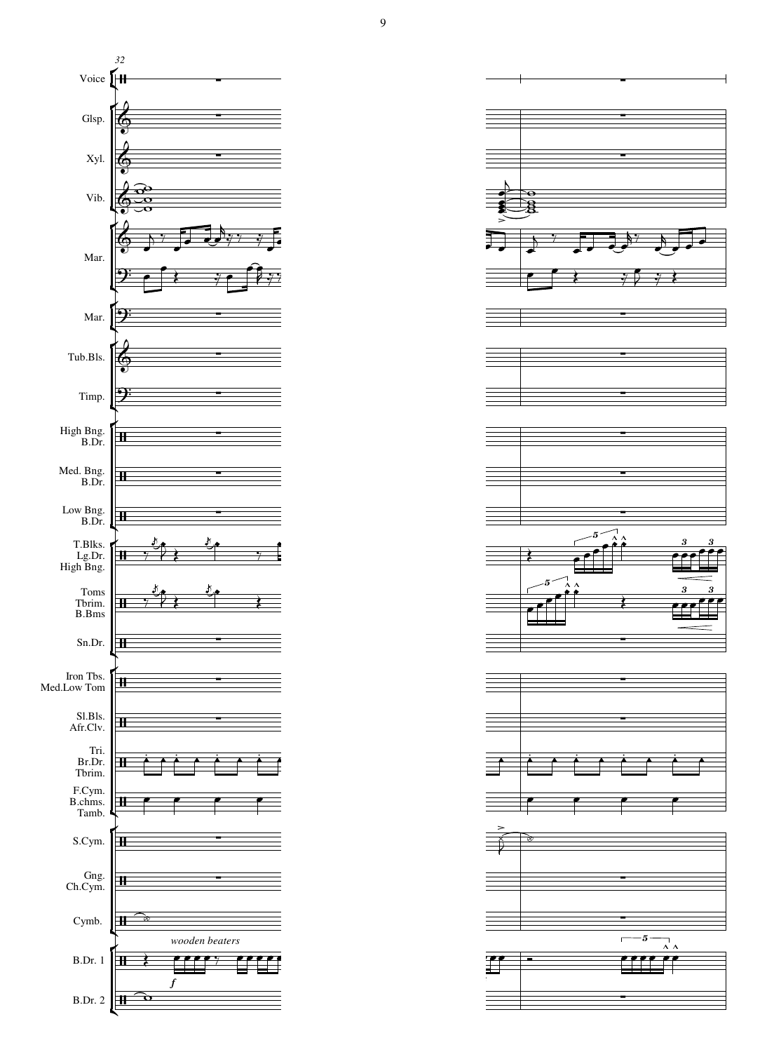32

Voice

Glsp.

Xyl.

Vib.

Mar.

Mar.

Tub.Bls.

Timp.

High Bng.
B.Dr.

Med. Bng.
B.Dr.

Low Bng.
B.Dr.

T.Blks.
Lg.Dr.
High Bng.

Toms
Tbrim.
B.Bms

Sn.Dr.

Iron Tbs.
Med.Low Tom

Sl.Bls.
Afr.Clv.

Tri.
Br.Dr.
Tbrim.

F.Cym.
B.chms.
Tamb.

S.Cym.

Gng.
Ch.Cym.

Cymb.

*wooden beaters*

B.Dr. 1

*f*

B.Dr. 2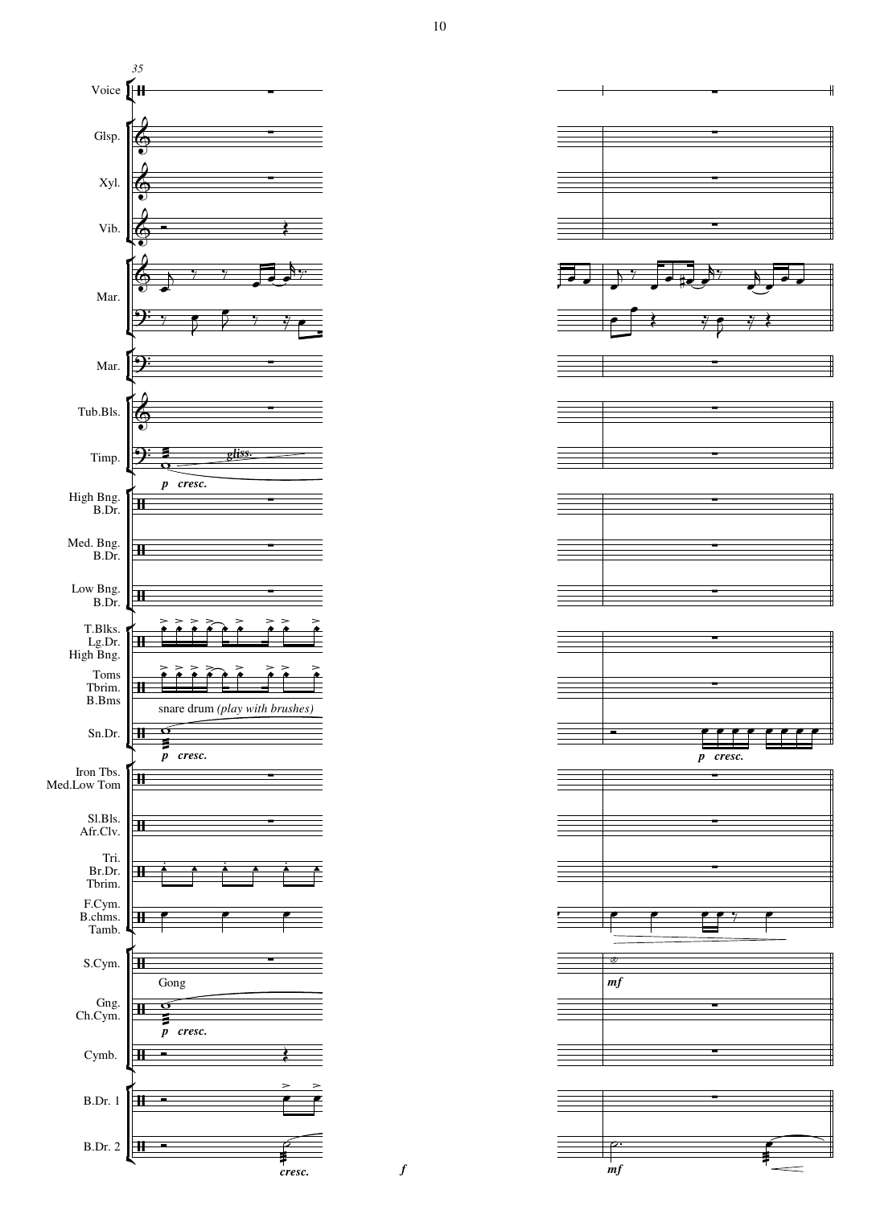35

Voice

Glsp.

Xyl.

Vib.

Mar.

Mar.

Tub.Bls.

Timp.

*gliss.*

***p*** ***cresc.***

High Bng.
B.Dr.

Med. Bng.
B.Dr.

Low Bng.
B.Dr.

T.Blks.
Lg.Dr.
High Bng.

Toms
Tbrim.
B.Bms

snare drum *(play with brushes)*

Sn.Dr.

***p*** ***cresc.***

***p*** ***cresc.***

Iron Tbs.
Med.Low Tom

Sl.Bls.
Afr.Clv.

Tri.
Br.Dr.
Tbrim.

F.Cym.
B.chms.
Tamb.

S.Cym.

***mf***

Gong

Gng.
Ch.Cym.

***p*** ***cresc.***

Cymb.

B.Dr. 1

B.Dr. 2

***cresc.*** ***f*** ***mf***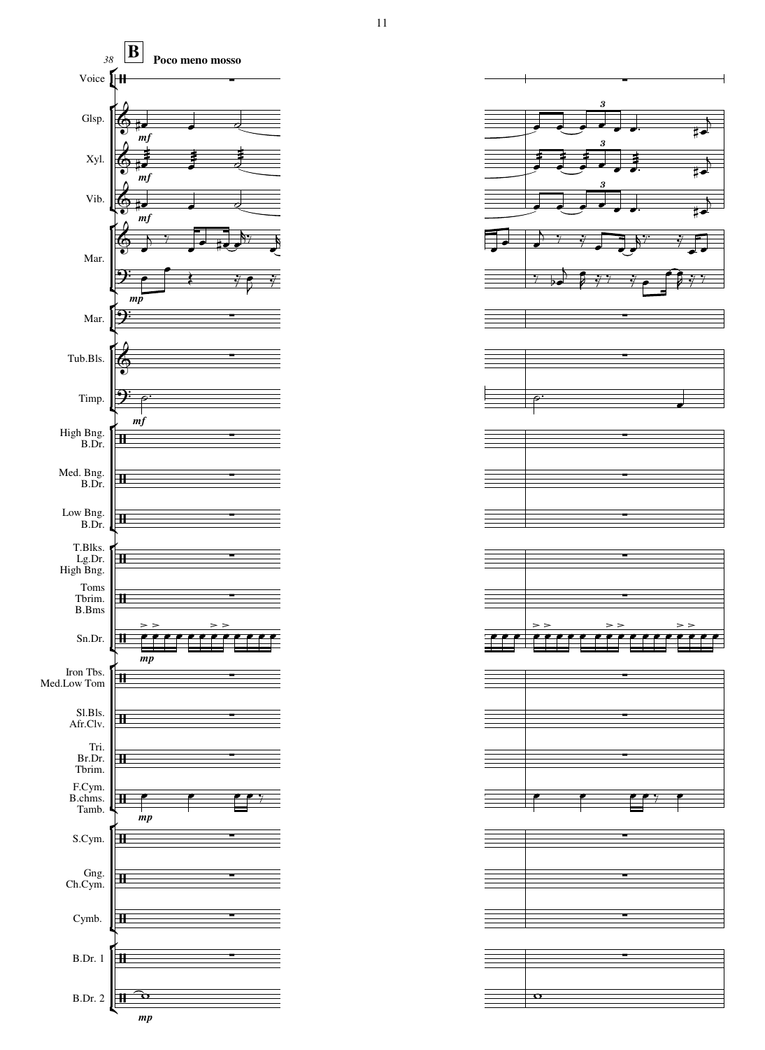**B** Poco meno mosso

38

Voice

Glsp.

Xyl.

Vib.

Mar.

Mar.

Tub.Bls.

Timp.

High Bng.
B.Dr.

Med. Bng.
B.Dr.

Low Bng.
B.Dr.

T.Blks.
Lg.Dr.
High Bng.

Toms
Tbrim.
B.Bms

Sn.Dr.

Iron Tbs.
Med.Low Tom

Sl.Bls.
Afr.Clv.

Tri.
Br.Dr.
Tbrim.

F.Cym.
B.chms.
Tamb.

S.Cym.

Gng.
Ch.Cym.

Cymb.

B.Dr. 1

B.Dr. 2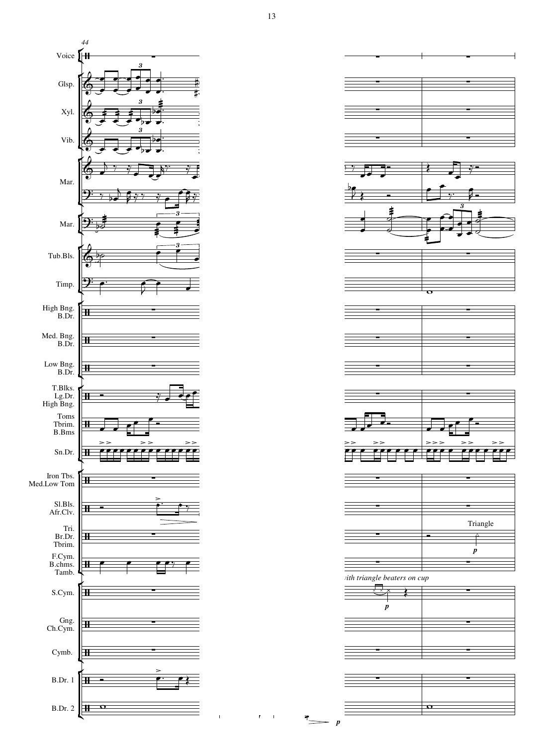44

Voice

Glsp.

Xyl.

Vib.

Mar.

Mar.

Tub.Bls.

Timp.

High Bng.
B.Dr.

Med. Bng.
B.Dr.

Low Bng.
B.Dr.

T.Blks.
Lg.Dr.
High Bng.

Toms
Tbrim.
B.Bms

Sn.Dr.

Iron Tbs.
Med.Low Tom

Sl.Bls.
Afr.Clv.

Tri.
Br.Dr.
Tbrim.

Triangle

*p*

F.Cym.
B.chms.
Tamb.

*with triangle beaters on cup*

S.Cym.

*p*

Gng.
Ch.Cym.

Cymb.

B.Dr. 1

B.Dr. 2

*p*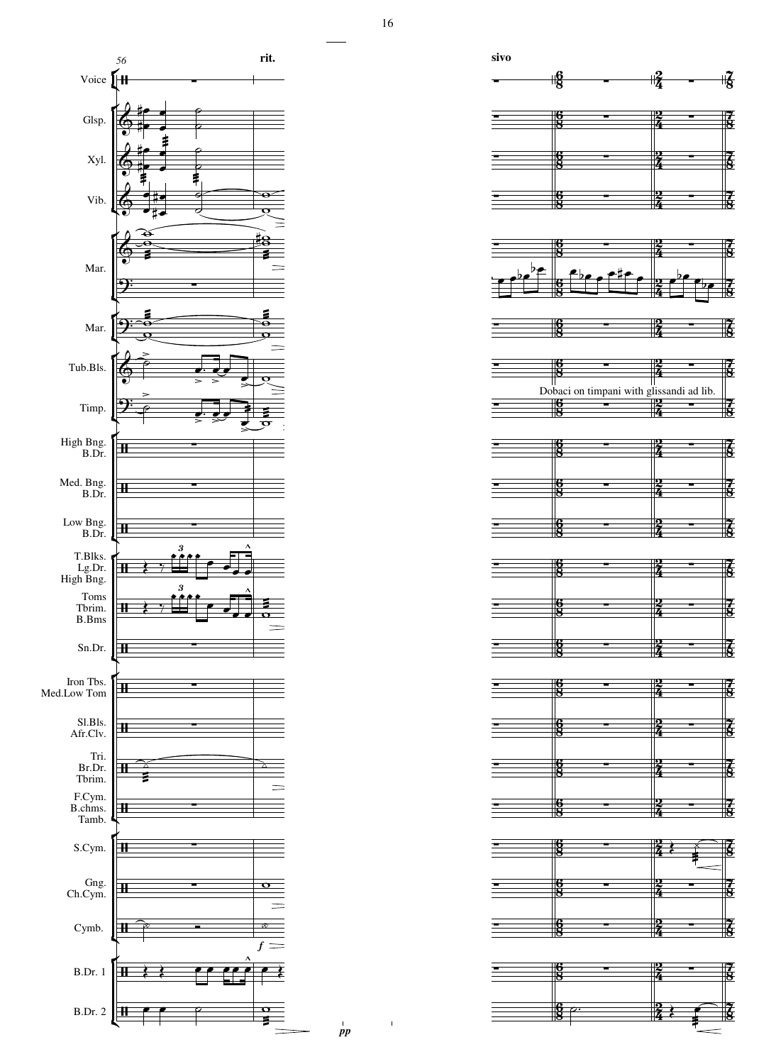rit.

sivo

Voice

Glsp.

Xyl.

Vib.

Mar.

Mar.

Tub.Bls.

Timp.

Dobaci on timpani with glissandi ad lib.

High Bng.
B.Dr.

Med. Bng.
B.Dr.

Low Bng.
B.Dr.

T.Blks.
Lg.Dr.
High Bng.

Toms
Tbrim.
B.Bms

Sn.Dr.

Iron Tbs.
Med.Low Tom

Sl.Bls.
Afr.Clv.

Tri.
Br.Dr.
Tbrim.

F.Cym.
B.chms.
Tamb.

S.Cym.

Gng.
Ch.Cym.

Cymb.

B.Dr. 1

B.Dr. 2

*pp*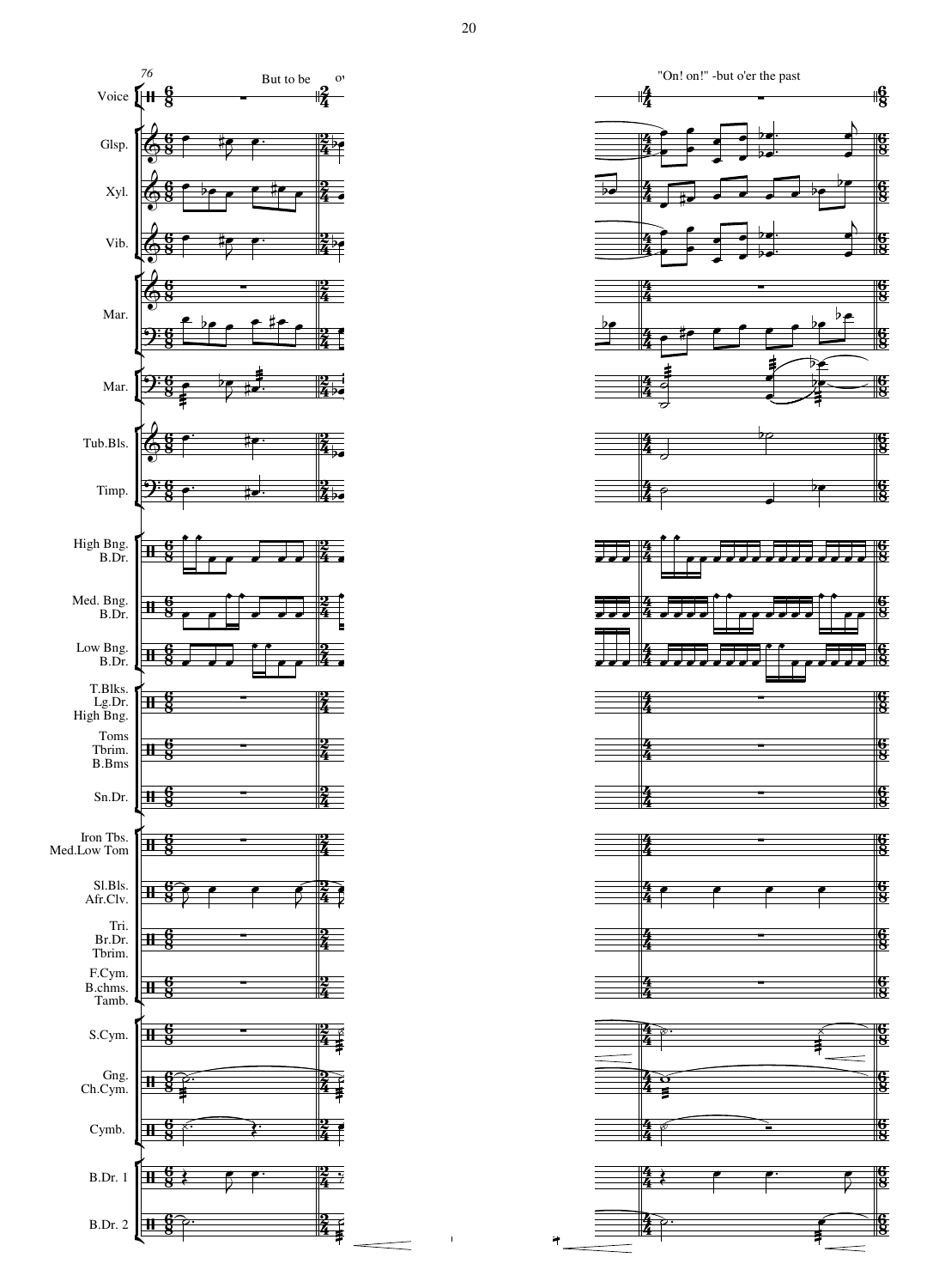76

But to be o'

"On! on!" -but o'er the past

Voice

Glsp.

Xyl.

Vib.

Mar.

Mar.

Tub.Bls.

Timp.

High Bng.
B.Dr.

Med. Bng.
B.Dr.

Low Bng.
B.Dr.

T.Blks.
Lg.Dr.
High Bng.

Toms
Tbrim.
B.Bms

Sn.Dr.

Iron Tbs.
Med.Low Tom

Sl.Bls.
Afr.Clv.

Tri.
Br.Dr.
Tbrim.

F.Cym.
B.chms.
Tamb.

S.Cym.

Gng.
Ch.Cym.

Cymb.

B.Dr. 1

B.Dr. 2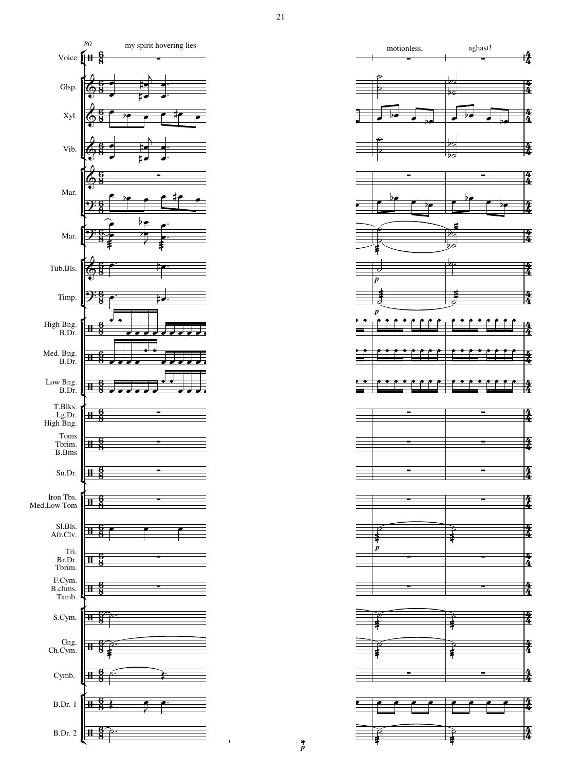80

my spirit hovering lies

motionless,

aghast!

Voice

Glsp.

Xyl.

Vib.

Mar.

Mar.

Tub.Bls.

Timp.

High Bng.
B.Dr.

Med. Bng.
B.Dr.

Low Bng.
B.Dr.

T.Blks.
Lg.Dr.
High Bng.

Toms
Tbrim.
B.Bms

Sn.Dr.

Iron Tbs.
Med.Low Tom

Sl.Bls.
Afr.Clv.

Tri.
Br.Dr.
Tbrim.

F.Cym.
B.chms.
Tamb.

S.Cym.

Gng.
Ch.Cym.

Cymb.

B.Dr. 1

B.Dr. 2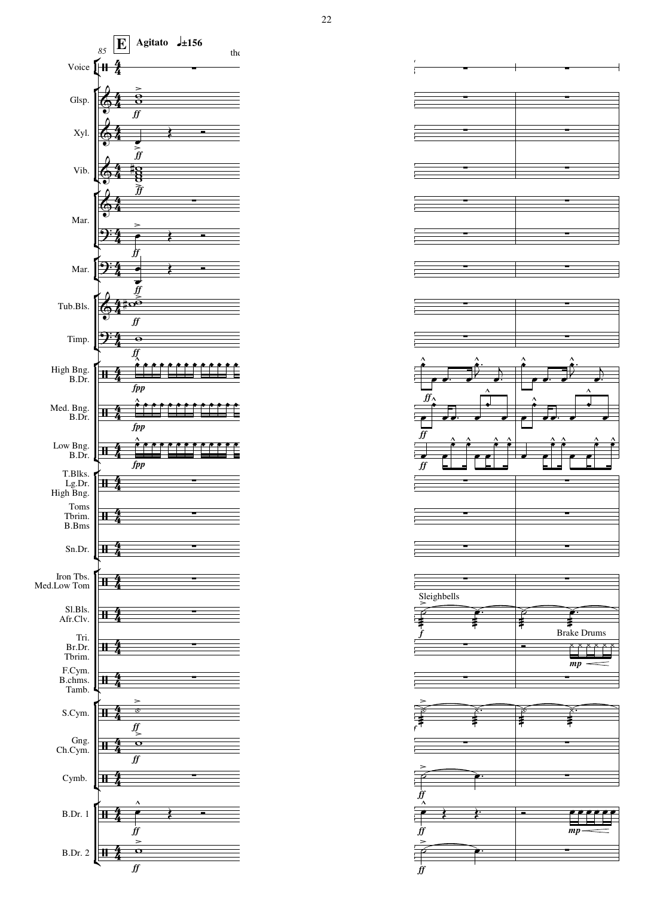**E** **Agitato** ♩±156

Voice, Glsp., Xyl., Vib., Mar., Mar., Tub.Bls., Timp., High Bng. B.Dr., Med. Bng. B.Dr., Low Bng. B.Dr., T.Blks. Lg.Dr. High Bng., Toms Tbrim. B.Bms, Sn.Dr., Iron Tbs. Med.Low Tom, Sl.Bls. Afr.Clv., Tri. Br.Dr. Tbrim., F.Cym. B.chms. Tamb., S.Cym., Gng. Ch.Cym., Cymb., B.Dr. 1, B.Dr. 2

Sleighbells

Brake Drums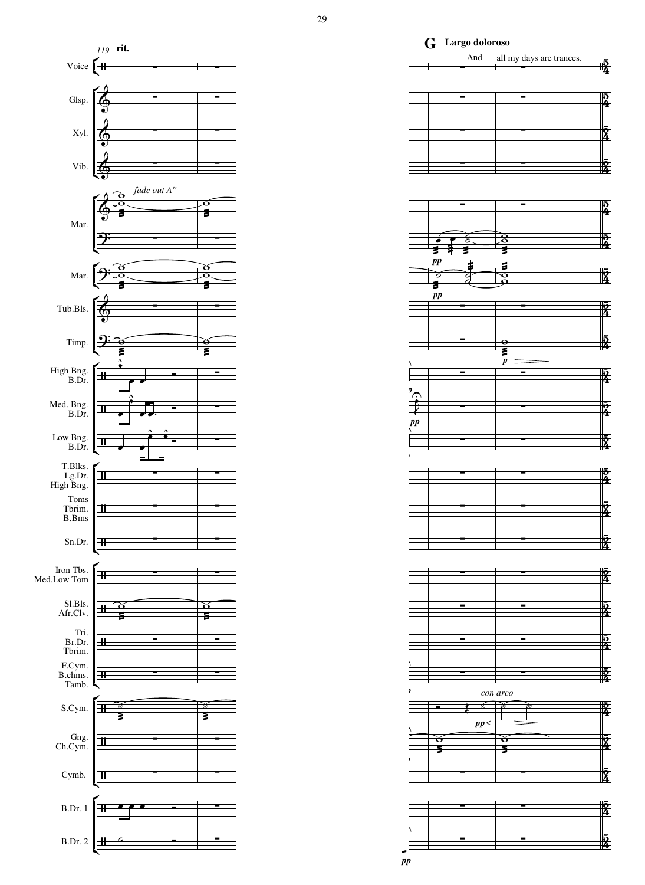119 **rit.**

**G** **Largo doloroso**

Voice: And all my days are trances.

Instruments: Voice, Glsp., Xyl., Vib., Mar., Mar., Tub.Bls., Timp., High Bng. B.Dr., Med. Bng. B.Dr., Low Bng. B.Dr., T.Blks. Lg.Dr. High Bng., Toms Tbrim. B.Bms, Sn.Dr., Iron Tbs. Med.Low Tom, Sl.Bls. Afr.Clv., Tri. Br.Dr. Tbrim., F.Cym. B.chms. Tamb., S.Cym., Gng. Ch.Cym., Cymb., B.Dr. 1, B.Dr. 2

*fade out A''*

*con arco*

*pp* *p* *pp*<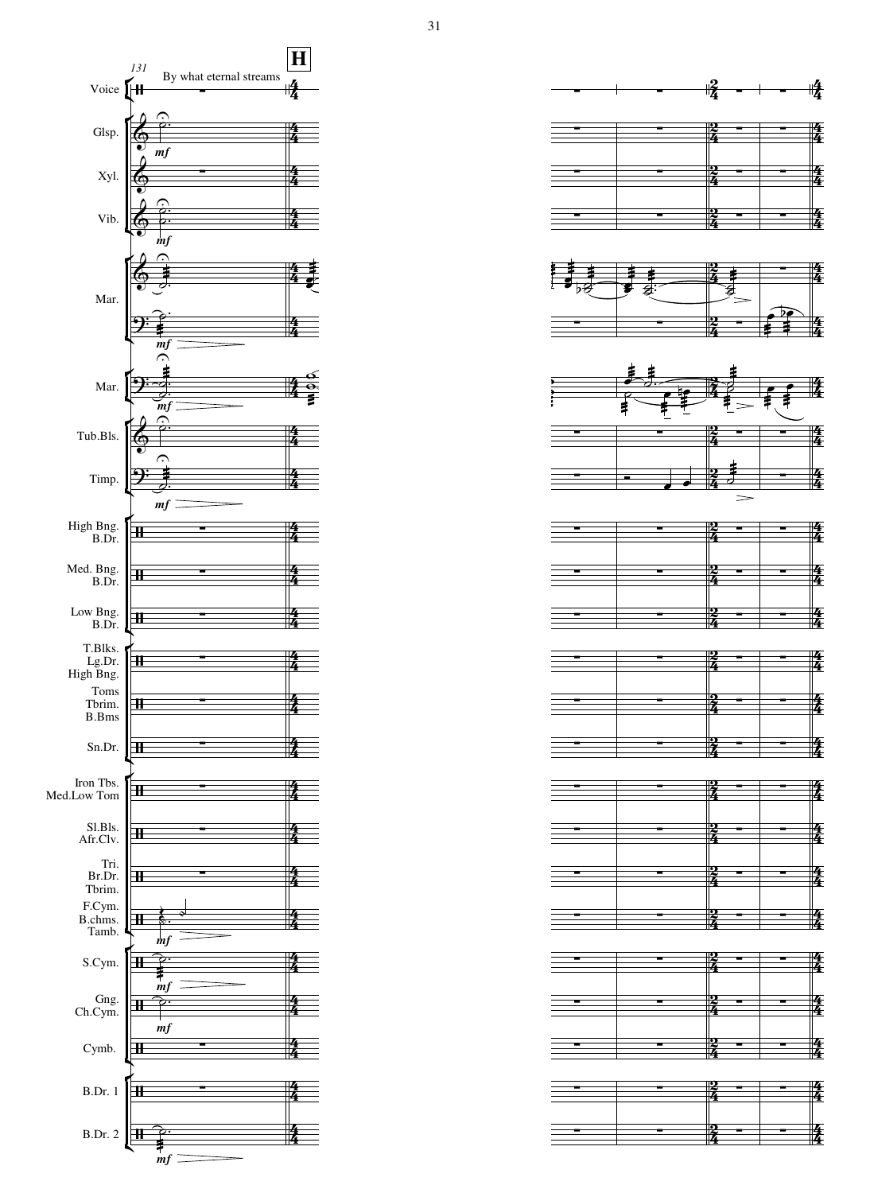131

**H**

By what eternal streams

Voice

Glsp.

Xyl.

Vib.

Mar.

Mar.

Tub.Bls.

Timp.

High Bng. B.Dr.

Med. Bng. B.Dr.

Low Bng. B.Dr.

T.Blks. Lg.Dr. High Bng.

Toms Tbrim. B.Bms

Sn.Dr.

Iron Tbs. Med.Low Tom

Sl.Bls. Afr.Clv.

Tri. Br.Dr. Tbrim.

F.Cym. B.chms. Tamb.

S.Cym.

Gng. Ch.Cym.

Cymb.

B.Dr. 1

B.Dr. 2

*mf*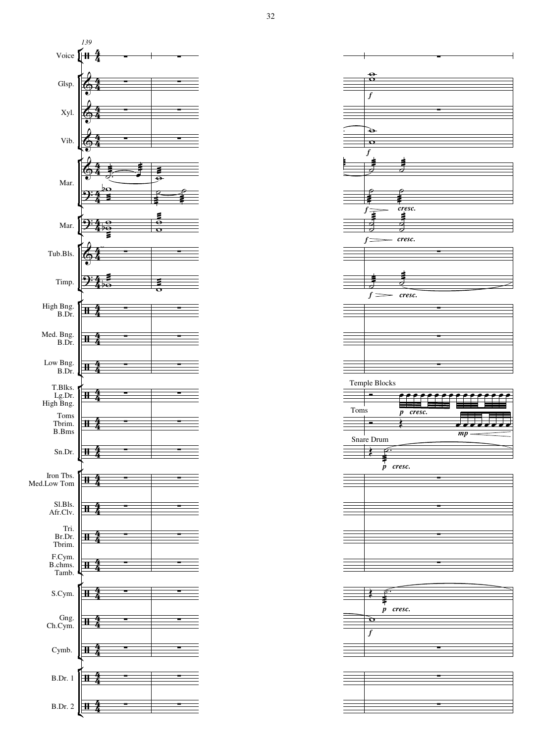139

Voice

Glsp.

Xyl.

Vib.

Mar.

Mar.

Tub.Bls.

Timp.

High Bng.
B.Dr.

Med. Bng.
B.Dr.

Low Bng.
B.Dr.

T.Blks.
Lg.Dr.
High Bng.

Toms
Tbrim.
B.Bms

Sn.Dr.

Iron Tbs.
Med.Low Tom

Sl.Bls.
Afr.Clv.

Tri.
Br.Dr.
Tbrim.

F.Cym.
B.chms.
Tamb.

S.Cym.

Gng.
Ch.Cym.

Cymb.

B.Dr. 1

B.Dr. 2

Temple Blocks

Toms

Snare Drum

*f*

*f*

*f* *cresc.*

*f* *cresc.*

*f* *cresc.*

*p* *cresc.*

*mp*

*p* *cresc.*

*p* *cresc.*

*f*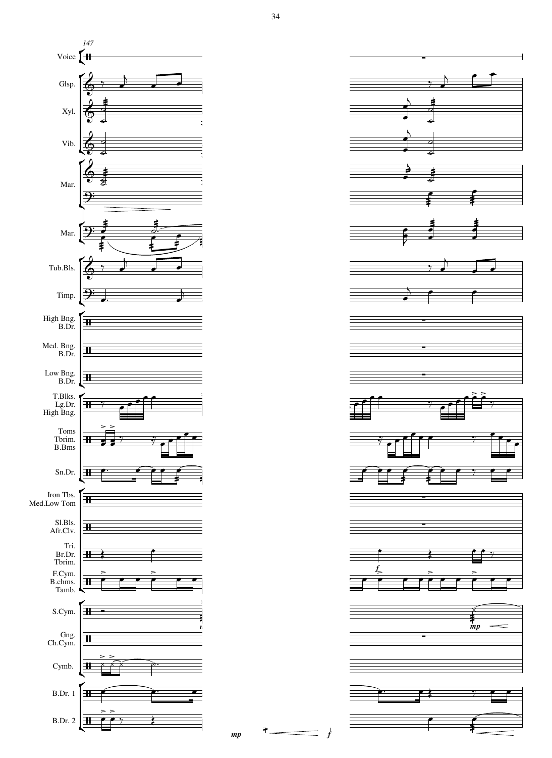147

Voice

Glsp.

Xyl.

Vib.

Mar.

Mar.

Tub.Bls.

Timp.

High Bng.
B.Dr.

Med. Bng.
B.Dr.

Low Bng.
B.Dr.

T.Blks.
Lg.Dr.
High Bng.

Toms
Tbrim.
B.Bms

Sn.Dr.

Iron Tbs.
Med.Low Tom

Sl.Bls.
Afr.Clv.

Tri.
Br.Dr.
Tbrim.

F.Cym.
B.chms.
Tamb.

S.Cym.

Gng.
Ch.Cym.

Cymb.

B.Dr. 1

B.Dr. 2

*mp* *f* *mp*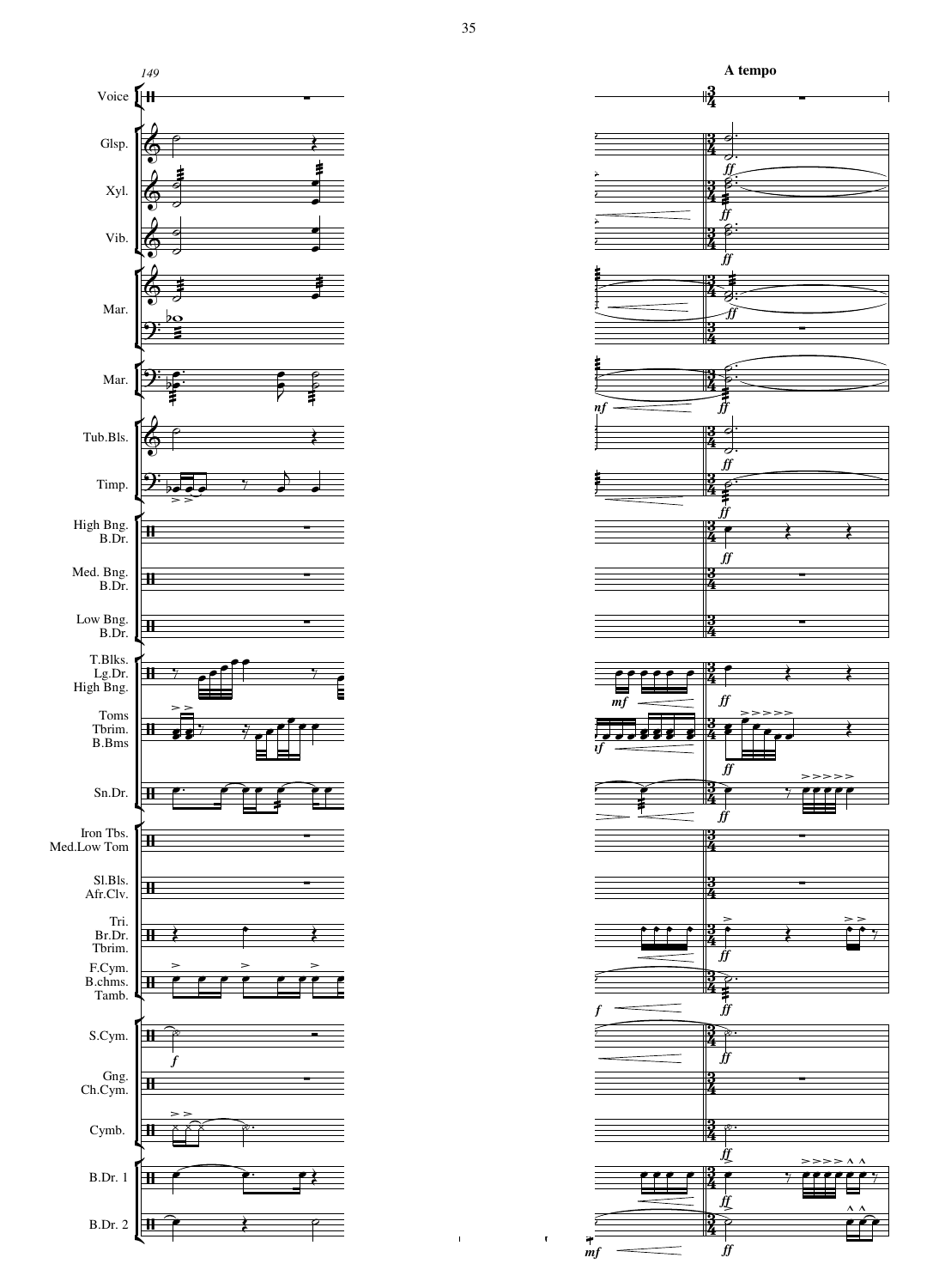**A tempo**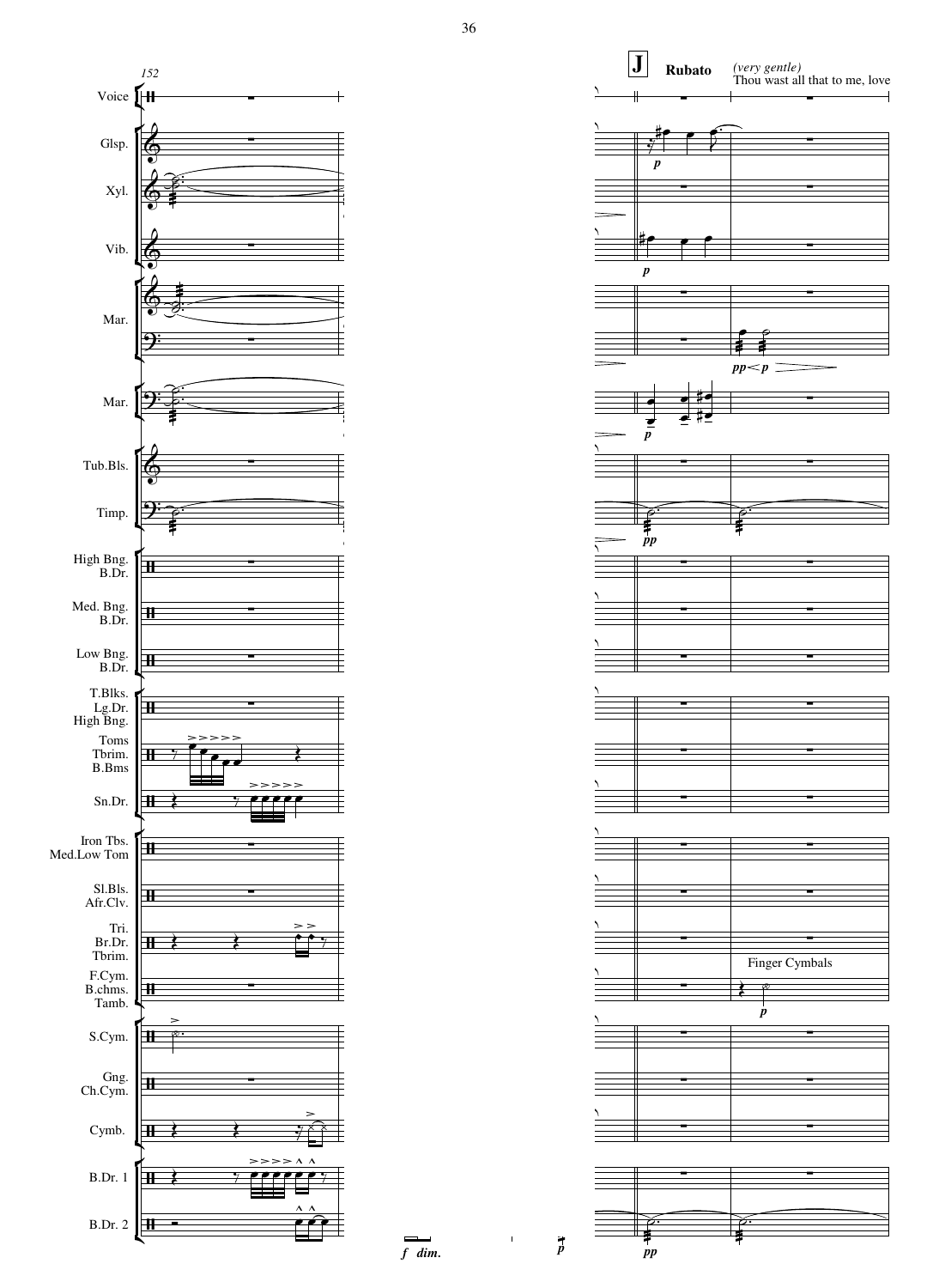**J** **Rubato** *(very gentle)*

Thou wast all that to me, love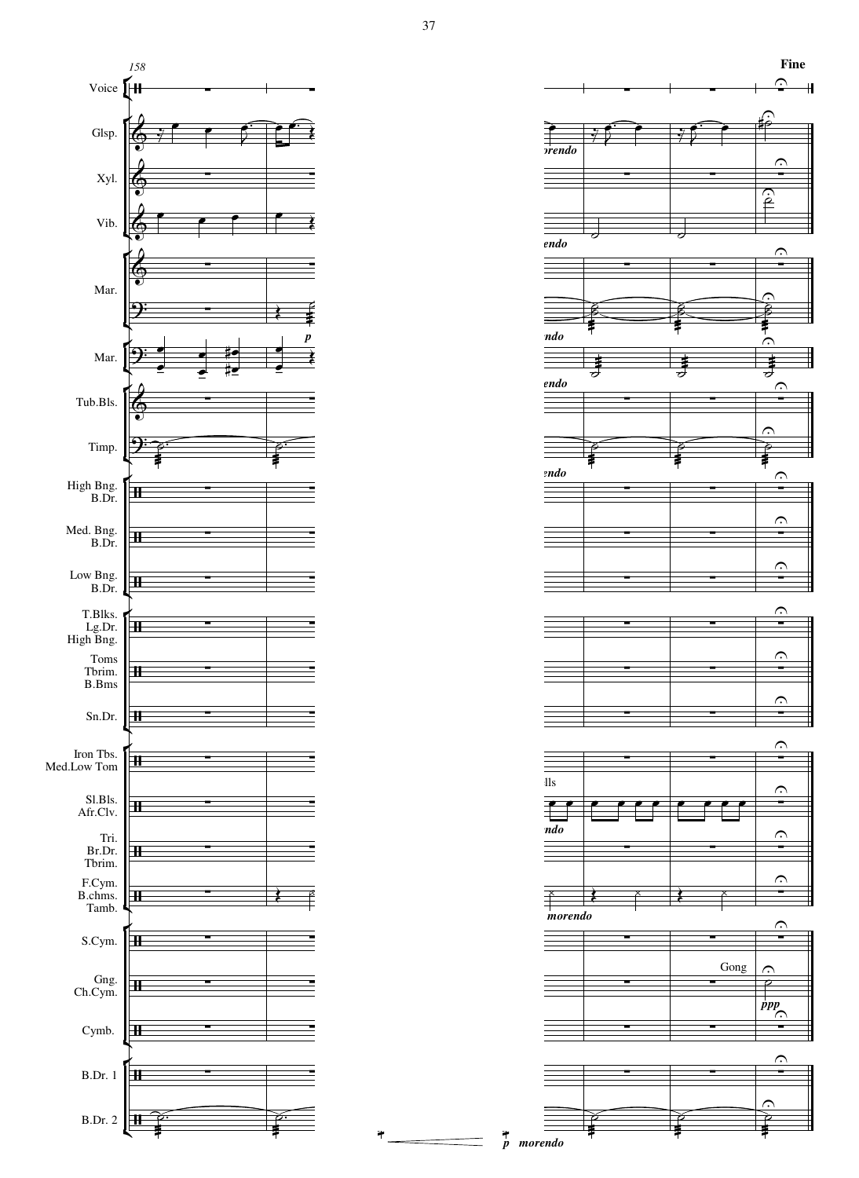158

Fine

Voice

Glsp.

Xyl.

Vib.

Mar.

Mar.

Tub.Bls.

Timp.

High Bng.
B.Dr.

Med. Bng.
B.Dr.

Low Bng.
B.Dr.

T.Blks.
Lg.Dr.
High Bng.

Toms
Tbrim.
B.Bms

Sn.Dr.

Iron Tbs.
Med.Low Tom

Sl.Bls.
Afr.Clv.

Tri.
Br.Dr.
Tbrim.

F.Cym.
B.chms.
Tamb.

S.Cym.

Gng.
Ch.Cym.

Cymb.

B.Dr. 1

B.Dr. 2

*p*

*morendo*

Gong

*ppp*